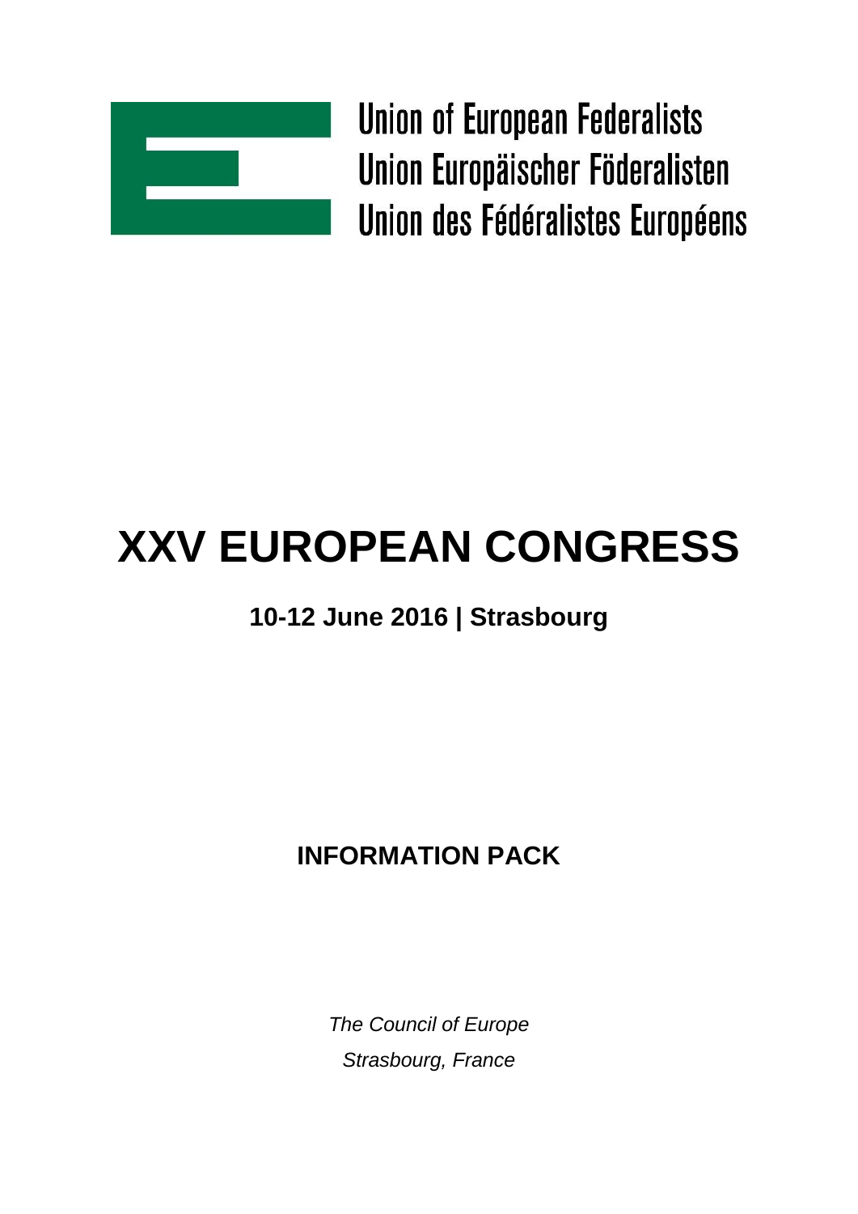Union of European Federalists
Union Europäischer Föderalisten
Union des Fédéralistes Européens

# XXV EUROPEAN CONGRESS

## 10-12 June 2016 | Strasbourg

## INFORMATION PACK

*The Council of Europe*

*Strasbourg, France*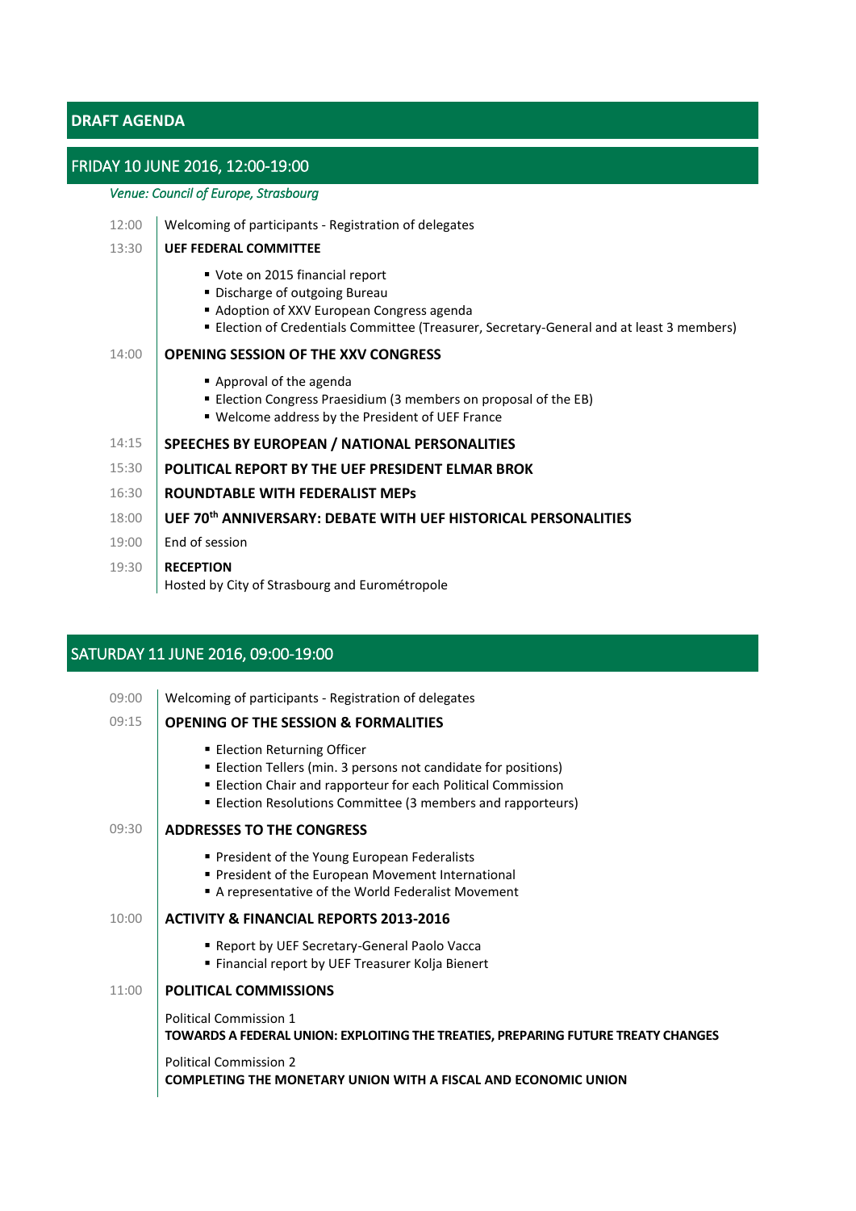## DRAFT AGENDA

### FRIDAY 10 JUNE 2016, 12:00-19:00

*Venue: Council of Europe, Strasbourg*

12:00 Welcoming of participants - Registration of delegates

13:30 **UEF FEDERAL COMMITTEE**

- Vote on 2015 financial report
- Discharge of outgoing Bureau
- Adoption of XXV European Congress agenda
- Election of Credentials Committee (Treasurer, Secretary-General and at least 3 members)

14:00 **OPENING SESSION OF THE XXV CONGRESS**

- Approval of the agenda
- Election Congress Praesidium (3 members on proposal of the EB)
- Welcome address by the President of UEF France

14:15 **SPEECHES BY EUROPEAN / NATIONAL PERSONALITIES**

15:30 **POLITICAL REPORT BY THE UEF PRESIDENT ELMAR BROK**

16:30 **ROUNDTABLE WITH FEDERALIST MEPs**

18:00 **UEF 70th ANNIVERSARY: DEBATE WITH UEF HISTORICAL PERSONALITIES**

19:00 End of session

19:30 **RECEPTION**
Hosted by City of Strasbourg and Eurométropole

### SATURDAY 11 JUNE 2016, 09:00-19:00

09:00 Welcoming of participants - Registration of delegates

09:15 **OPENING OF THE SESSION & FORMALITIES**

- Election Returning Officer
- Election Tellers (min. 3 persons not candidate for positions)
- Election Chair and rapporteur for each Political Commission
- Election Resolutions Committee (3 members and rapporteurs)

09:30 **ADDRESSES TO THE CONGRESS**

- President of the Young European Federalists
- President of the European Movement International
- A representative of the World Federalist Movement

10:00 **ACTIVITY & FINANCIAL REPORTS 2013-2016**

- Report by UEF Secretary-General Paolo Vacca
- Financial report by UEF Treasurer Kolja Bienert

11:00 **POLITICAL COMMISSIONS**

Political Commission 1
**TOWARDS A FEDERAL UNION: EXPLOITING THE TREATIES, PREPARING FUTURE TREATY CHANGES**

Political Commission 2
**COMPLETING THE MONETARY UNION WITH A FISCAL AND ECONOMIC UNION**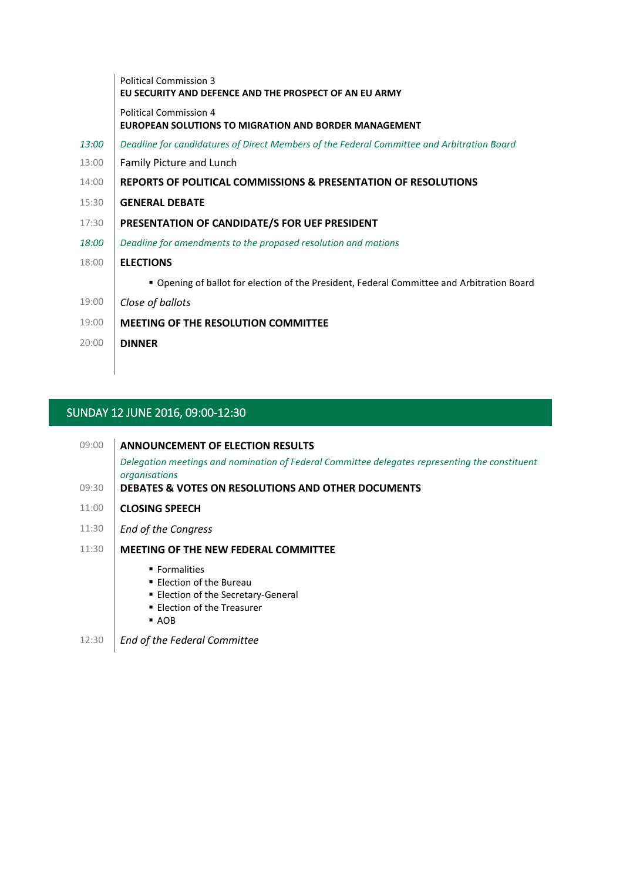| | |
|---|---|
| | Political Commission 3<br>**EU SECURITY AND DEFENCE AND THE PROSPECT OF AN EU ARMY** |
| | Political Commission 4<br>**EUROPEAN SOLUTIONS TO MIGRATION AND BORDER MANAGEMENT** |
| *13:00* | *Deadline for candidatures of Direct Members of the Federal Committee and Arbitration Board* |
| 13:00 | Family Picture and Lunch |
| 14:00 | **REPORTS OF POLITICAL COMMISSIONS & PRESENTATION OF RESOLUTIONS** |
| 15:30 | **GENERAL DEBATE** |
| 17:30 | **PRESENTATION OF CANDIDATE/S FOR UEF PRESIDENT** |
| *18:00* | *Deadline for amendments to the proposed resolution and motions* |
| 18:00 | **ELECTIONS**<br>▪ Opening of ballot for election of the President, Federal Committee and Arbitration Board |
| 19:00 | *Close of ballots* |
| 19:00 | **MEETING OF THE RESOLUTION COMMITTEE** |
| 20:00 | **DINNER** |

## SUNDAY 12 JUNE 2016, 09:00-12:30

| | |
|---|---|
| 09:00 | **ANNOUNCEMENT OF ELECTION RESULTS**<br>*Delegation meetings and nomination of Federal Committee delegates representing the constituent organisations* |
| 09:30 | **DEBATES & VOTES ON RESOLUTIONS AND OTHER DOCUMENTS** |
| 11:00 | **CLOSING SPEECH** |
| 11:30 | *End of the Congress* |
| 11:30 | **MEETING OF THE NEW FEDERAL COMMITTEE**<br>▪ Formalities<br>▪ Election of the Bureau<br>▪ Election of the Secretary-General<br>▪ Election of the Treasurer<br>▪ AOB |
| 12:30 | *End of the Federal Committee* |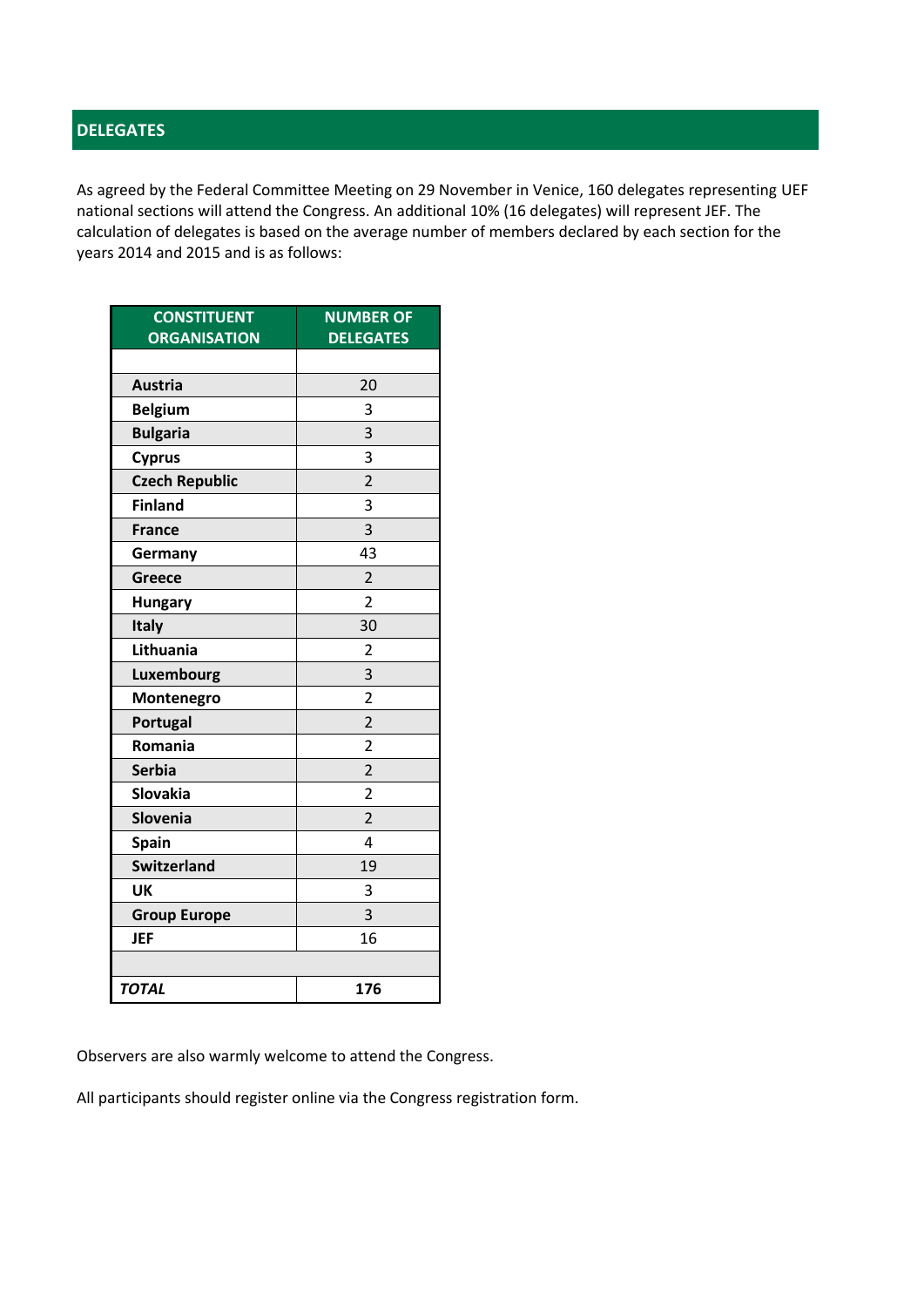## DELEGATES

As agreed by the Federal Committee Meeting on 29 November in Venice, 160 delegates representing UEF national sections will attend the Congress. An additional 10% (16 delegates) will represent JEF. The calculation of delegates is based on the average number of members declared by each section for the years 2014 and 2015 and is as follows:

| CONSTITUENT ORGANISATION | NUMBER OF DELEGATES |
|---|---|
| | |
| **Austria** | 20 |
| **Belgium** | 3 |
| **Bulgaria** | 3 |
| **Cyprus** | 3 |
| **Czech Republic** | 2 |
| **Finland** | 3 |
| **France** | 3 |
| **Germany** | 43 |
| **Greece** | 2 |
| **Hungary** | 2 |
| **Italy** | 30 |
| **Lithuania** | 2 |
| **Luxembourg** | 3 |
| **Montenegro** | 2 |
| **Portugal** | 2 |
| **Romania** | 2 |
| **Serbia** | 2 |
| **Slovakia** | 2 |
| **Slovenia** | 2 |
| **Spain** | 4 |
| **Switzerland** | 19 |
| **UK** | 3 |
| **Group Europe** | 3 |
| **JEF** | 16 |
| | |
| ***TOTAL*** | **176** |

Observers are also warmly welcome to attend the Congress.

All participants should register online via the Congress registration form.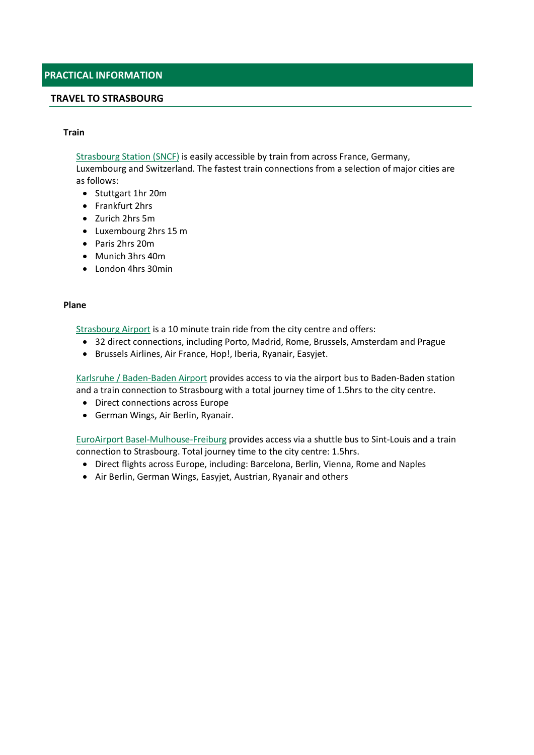## PRACTICAL INFORMATION

### TRAVEL TO STRASBOURG

**Train**

Strasbourg Station (SNCF) is easily accessible by train from across France, Germany, Luxembourg and Switzerland. The fastest train connections from a selection of major cities are as follows:

- Stuttgart 1hr 20m
- Frankfurt 2hrs
- Zurich 2hrs 5m
- Luxembourg 2hrs 15 m
- Paris 2hrs 20m
- Munich 3hrs 40m
- London 4hrs 30min

**Plane**

Strasbourg Airport is a 10 minute train ride from the city centre and offers:

- 32 direct connections, including Porto, Madrid, Rome, Brussels, Amsterdam and Prague
- Brussels Airlines, Air France, Hop!, Iberia, Ryanair, Easyjet.

Karlsruhe / Baden-Baden Airport provides access to via the airport bus to Baden-Baden station and a train connection to Strasbourg with a total journey time of 1.5hrs to the city centre.

- Direct connections across Europe
- German Wings, Air Berlin, Ryanair.

EuroAirport Basel-Mulhouse-Freiburg provides access via a shuttle bus to Sint-Louis and a train connection to Strasbourg. Total journey time to the city centre: 1.5hrs.

- Direct flights across Europe, including: Barcelona, Berlin, Vienna, Rome and Naples
- Air Berlin, German Wings, Easyjet, Austrian, Ryanair and others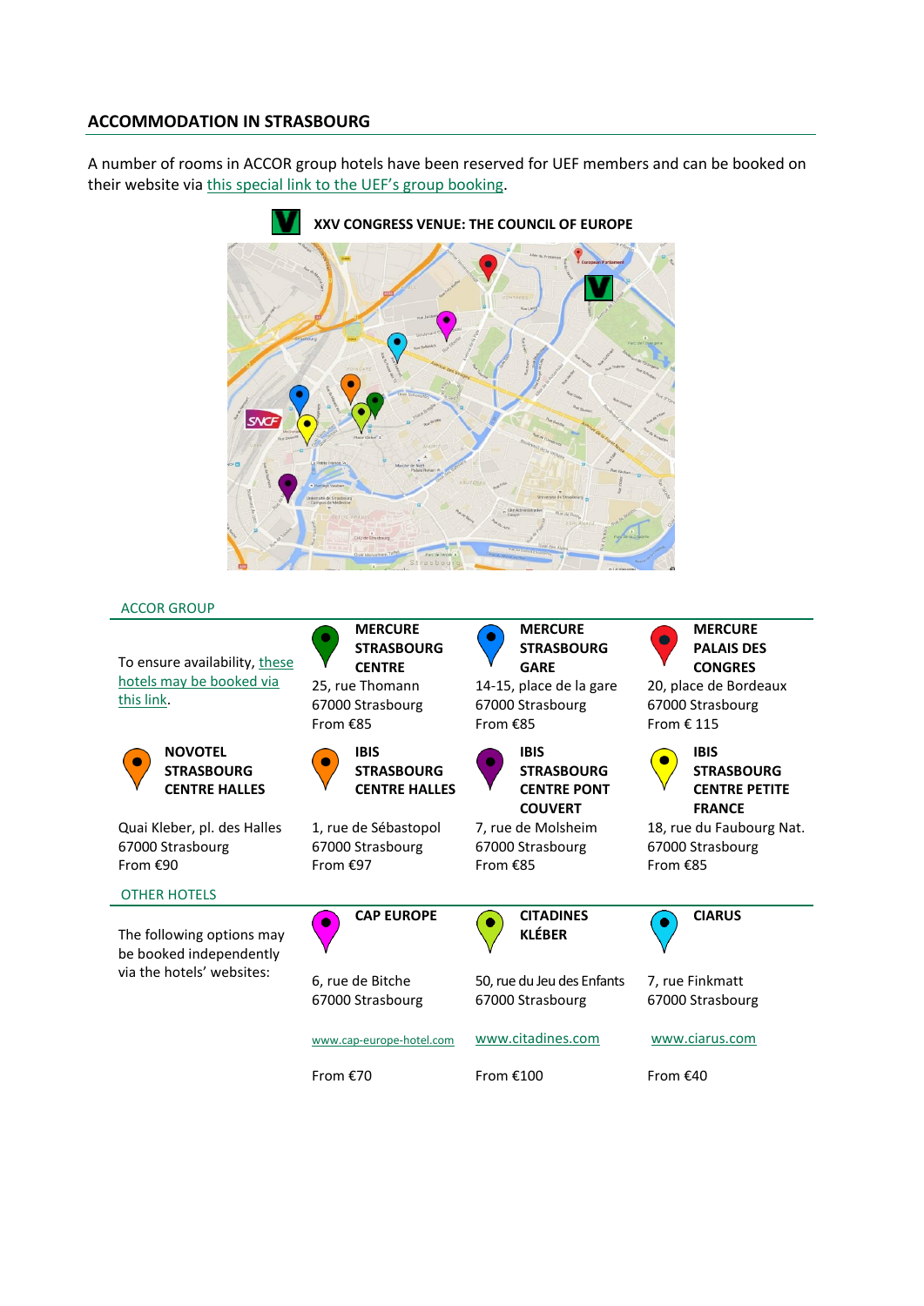## ACCOMMODATION IN STRASBOURG

A number of rooms in ACCOR group hotels have been reserved for UEF members and can be booked on their website via this special link to the UEF's group booking.

**XXV CONGRESS VENUE: THE COUNCIL OF EUROPE**

### ACCOR GROUP

To ensure availability, these hotels may be booked via this link.

**MERCURE STRASBOURG CENTRE**
25, rue Thomann
67000 Strasbourg
From €85

**MERCURE STRASBOURG GARE**
14-15, place de la gare
67000 Strasbourg
From €85

**MERCURE PALAIS DES CONGRES**
20, place de Bordeaux
67000 Strasbourg
From € 115

**NOVOTEL STRASBOURG CENTRE HALLES**
Quai Kleber, pl. des Halles
67000 Strasbourg
From €90

**IBIS STRASBOURG CENTRE HALLES**
1, rue de Sébastopol
67000 Strasbourg
From €97

**IBIS STRASBOURG CENTRE PONT COUVERT**
7, rue de Molsheim
67000 Strasbourg
From €85

**IBIS STRASBOURG CENTRE PETITE FRANCE**
18, rue du Faubourg Nat.
67000 Strasbourg
From €85

### OTHER HOTELS

The following options may be booked independently via the hotels' websites:

**CAP EUROPE**
6, rue de Bitche
67000 Strasbourg
www.cap-europe-hotel.com
From €70

**CITADINES KLÉBER**
50, rue du Jeu des Enfants
67000 Strasbourg
www.citadines.com
From €100

**CIARUS**
7, rue Finkmatt
67000 Strasbourg
www.ciarus.com
From €40